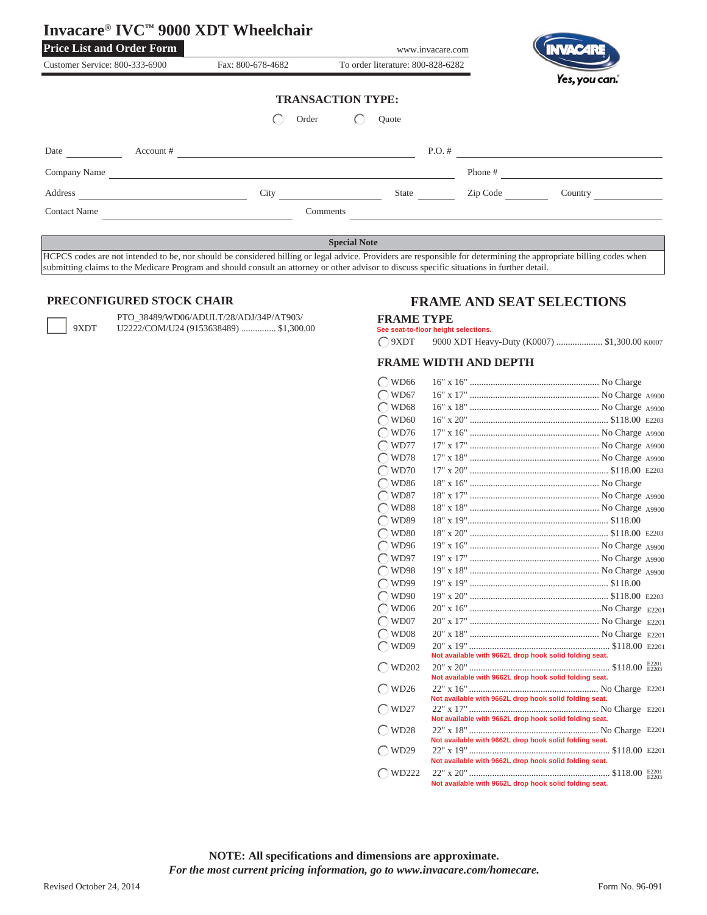# Invacare® IVC™ 9000 XDT Wheelchair

**Price List and Order Form**

www.invacare.com

Customer Service: 800-333-6900 | Fax: 800-678-4682 | To order literature: 800-828-6282

Yes, you can.

**TRANSACTION TYPE:**

◯ Order ◯ Quote

Date ________ Account # ________ P.O. # ________

Company Name ________ Phone # ________

Address ________ City ________ State ________ Zip Code ________ Country ________

Contact Name ________ Comments ________

**Special Note**

HCPCS codes are not intended to be, nor should be considered billing or legal advice. Providers are responsible for determining the appropriate billing codes when submitting claims to the Medicare Program and should consult an attorney or other advisor to discuss specific situations in further detail.

## PRECONFIGURED STOCK CHAIR

☐ 9XDT PTO_38489/WD06/ADULT/28/ADJ/34P/AT903/ U2222/COM/U24 (9153638489) ............... $1,300.00

## FRAME AND SEAT SELECTIONS

### FRAME TYPE

See seat-to-floor height selections.

◯ 9XDT 9000 XDT Heavy-Duty (K0007) .................... $1,300.00 K0007

### FRAME WIDTH AND DEPTH

| Code | Size | Price | HCPCS |
|---|---|---|---|
| ◯ WD66 | 16" x 16" | No Charge | |
| ◯ WD67 | 16" x 17" | No Charge | A9900 |
| ◯ WD68 | 16" x 18" | No Charge | A9900 |
| ◯ WD60 | 16" x 20" | $118.00 | E2203 |
| ◯ WD76 | 17" x 16" | No Charge | A9900 |
| ◯ WD77 | 17" x 17" | No Charge | A9900 |
| ◯ WD78 | 17" x 18" | No Charge | A9900 |
| ◯ WD70 | 17" x 20" | $118.00 | E2203 |
| ◯ WD86 | 18" x 16" | No Charge | |
| ◯ WD87 | 18" x 17" | No Charge | A9900 |
| ◯ WD88 | 18" x 18" | No Charge | A9900 |
| ◯ WD89 | 18" x 19" | $118.00 | |
| ◯ WD80 | 18" x 20" | $118.00 | E2203 |
| ◯ WD96 | 19" x 16" | No Charge | A9900 |
| ◯ WD97 | 19" x 17" | No Charge | A9900 |
| ◯ WD98 | 19" x 18" | No Charge | A9900 |
| ◯ WD99 | 19" x 19" | $118.00 | |
| ◯ WD90 | 19" x 20" | $118.00 | E2203 |
| ◯ WD06 | 20" x 16" | No Charge | E2201 |
| ◯ WD07 | 20" x 17" | No Charge | E2201 |
| ◯ WD08 | 20" x 18" | No Charge | E2201 |
| ◯ WD09 | 20" x 19" (Not available with 9662L drop hook solid folding seat.) | $118.00 | E2201 |
| ◯ WD202 | 20" x 20" (Not available with 9662L drop hook solid folding seat.) | $118.00 | E2201 E2203 |
| ◯ WD26 | 22" x 16" (Not available with 9662L drop hook solid folding seat.) | No Charge | E2201 |
| ◯ WD27 | 22" x 17" (Not available with 9662L drop hook solid folding seat.) | No Charge | E2201 |
| ◯ WD28 | 22" x 18" (Not available with 9662L drop hook solid folding seat.) | No Charge | E2201 |
| ◯ WD29 | 22" x 19" (Not available with 9662L drop hook solid folding seat.) | $118.00 | E2201 |
| ◯ WD222 | 22" x 20" (Not available with 9662L drop hook solid folding seat.) | $118.00 | E2201 E2203 |

**NOTE: All specifications and dimensions are approximate.**

***For the most current pricing information, go to www.invacare.com/homecare.***

Revised October 24, 2014 Form No. 96-091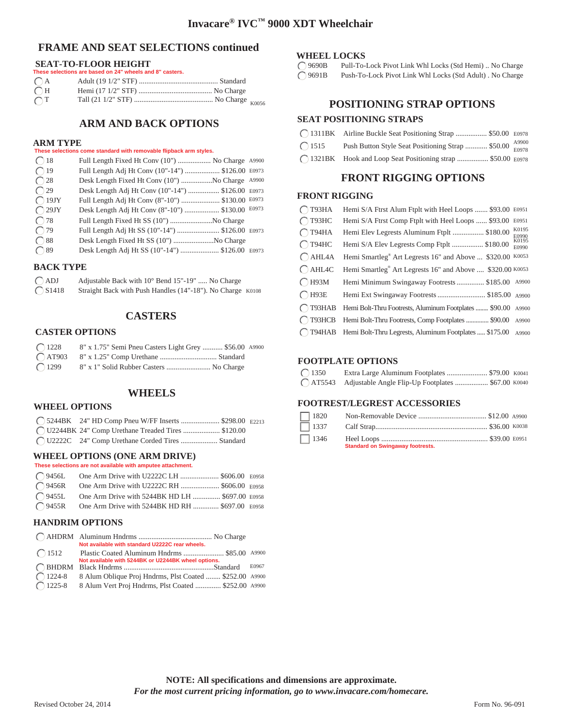# Invacare® IVC™ 9000 XDT Wheelchair

## FRAME AND SEAT SELECTIONS continued

### SEAT-TO-FLOOR HEIGHT

These selections are based on 24" wheels and 8" casters.

| Code | Description | Price | HCPCS |
|---|---|---|---|
| A | Adult (19 1/2" STF) | Standard | |
| H | Hemi (17 1/2" STF) | No Charge | |
| T | Tall (21 1/2" STF) | No Charge | K0056 |

## ARM AND BACK OPTIONS

### ARM TYPE

These selections come standard with removable flipback arm styles.

| Code | Description | Price | HCPCS |
|---|---|---|---|
| 18 | Full Length Fixed Ht Conv (10") | No Charge | A9900 |
| 19 | Full Length Adj Ht Conv (10"-14") | $126.00 | E0973 |
| 28 | Desk Length Fixed Ht Conv (10") | No Charge | A9900 |
| 29 | Desk Length Adj Ht Conv (10"-14") | $126.00 | E0973 |
| 19JY | Full Length Adj Ht Conv (8"-10") | $130.00 | E0973 |
| 29JY | Desk Length Adj Ht Conv (8"-10") | $130.00 | E0973 |
| 78 | Full Length Fixed Ht SS (10") | No Charge | |
| 79 | Full Length Adj Ht SS (10"-14") | $126.00 | E0973 |
| 88 | Desk Length Fixed Ht SS (10") | No Charge | |
| 89 | Desk Length Adj Ht SS (10"-14") | $126.00 | E0973 |

### BACK TYPE

| Code | Description | Price | HCPCS |
|---|---|---|---|
| ADJ | Adjustable Back with 10° Bend 15"-19" | No Charge | |
| S1418 | Straight Back with Push Handles (14"-18") | No Charge | K0108 |

## CASTERS

### CASTER OPTIONS

| Code | Description | Price | HCPCS |
|---|---|---|---|
| 1228 | 8" x 1.75" Semi Pneu Casters Light Grey | $56.00 | A9900 |
| AT903 | 8" x 1.25" Comp Urethane | Standard | |
| 1299 | 8" x 1" Solid Rubber Casters | No Charge | |

## WHEELS

### WHEEL OPTIONS

| Code | Description | Price | HCPCS |
|---|---|---|---|
| 5244BK | 24" HD Comp Pneu W/FF Inserts | $298.00 | E2213 |
| U2244BK | 24" Comp Urethane Treaded Tires | $120.00 | |
| U2222C | 24" Comp Urethane Corded Tires | Standard | |

### WHEEL OPTIONS (ONE ARM DRIVE)

These selections are not available with amputee attachment.

| Code | Description | Price | HCPCS |
|---|---|---|---|
| 9456L | One Arm Drive with U2222C LH | $606.00 | E0958 |
| 9456R | One Arm Drive with U2222C RH | $606.00 | E0958 |
| 9455L | One Arm Drive with 5244BK HD LH | $697.00 | E0958 |
| 9455R | One Arm Drive with 5244BK HD RH | $697.00 | E0958 |

### HANDRIM OPTIONS

| Code | Description | Price | HCPCS |
|---|---|---|---|
| AHDRM | Aluminum Hndrms (Not available with standard U2222C rear wheels.) | No Charge | |
| 1512 | Plastic Coated Aluminum Hndrms (Not available with 5244BK or U2244BK wheel options.) | $85.00 | A9900 |
| BHDRM | Black Hndrms | Standard | E0967 |
| 1224-8 | 8 Alum Oblique Proj Hndrms, Plst Coated | $252.00 | A9900 |
| 1225-8 | 8 Alum Vert Proj Hndrms, Plst Coated | $252.00 | A9900 |

### WHEEL LOCKS

| Code | Description | Price | HCPCS |
|---|---|---|---|
| 9690B | Pull-To-Lock Pivot Link Whl Locks (Std Hemi) | No Charge | |
| 9691B | Push-To-Lock Pivot Link Whl Locks (Std Adult) | No Charge | |

## POSITIONING STRAP OPTIONS

### SEAT POSITIONING STRAPS

| Code | Description | Price | HCPCS |
|---|---|---|---|
| 1311BK | Airline Buckle Seat Positioning Strap | $50.00 | E0978 |
| 1515 | Push Button Style Seat Positioning Strap | $50.00 | A9900 E0978 |
| 1321BK | Hook and Loop Seat Positioning strap | $50.00 | E0978 |

## FRONT RIGGING OPTIONS

### FRONT RIGGING

| Code | Description | Price | HCPCS |
|---|---|---|---|
| T93HA | Hemi S/A Frtst Alum Ftplt with Heel Loops | $93.00 | E0951 |
| T93HC | Hemi S/A Frtst Comp Ftplt with Heel Loops | $93.00 | E0951 |
| T94HA | Hemi Elev Legrests Aluminum Ftplt | $180.00 | K0195 E0990 |
| T94HC | Hemi S/A Elev Legrests Comp Ftplt | $180.00 | K0195 E0990 |
| AHL4A | Hemi Smartleg® Art Legrests 16" and Above | $320.00 | K0053 |
| AHL4C | Hemi Smartleg® Art Legrests 16" and Above | $320.00 | K0053 |
| H93M | Hemi Minimum Swingaway Footrests | $185.00 | A9900 |
| H93E | Hemi Ext Swingaway Footrests | $185.00 | A9900 |
| T93HAB | Hemi Bolt-Thru Footrests, Aluminum Footplates | $90.00 | A9900 |
| T93HCB | Hemi Bolt-Thru Footrests, Comp Footplates | $90.00 | A9900 |
| T94HAB | Hemi Bolt-Thru Legrests, Aluminum Footplates | $175.00 | A9900 |

### FOOTPLATE OPTIONS

| Code | Description | Price | HCPCS |
|---|---|---|---|
| 1350 | Extra Large Aluminum Footplates | $79.00 | K0041 |
| AT5543 | Adjustable Angle Flip-Up Footplates | $67.00 | K0040 |

### FOOTREST/LEGREST ACCESSORIES

| Code | Description | Price | HCPCS |
|---|---|---|---|
| 1820 | Non-Removable Device | $12.00 | A9900 |
| 1337 | Calf Strap | $36.00 | K0038 |
| 1346 | Heel Loops (Standard on Swingaway footrests.) | $39.00 | E0951 |

**NOTE: All specifications and dimensions are approximate.**

***For the most current pricing information, go to www.invacare.com/homecare.***

Revised October 24, 2014

Form No. 96-091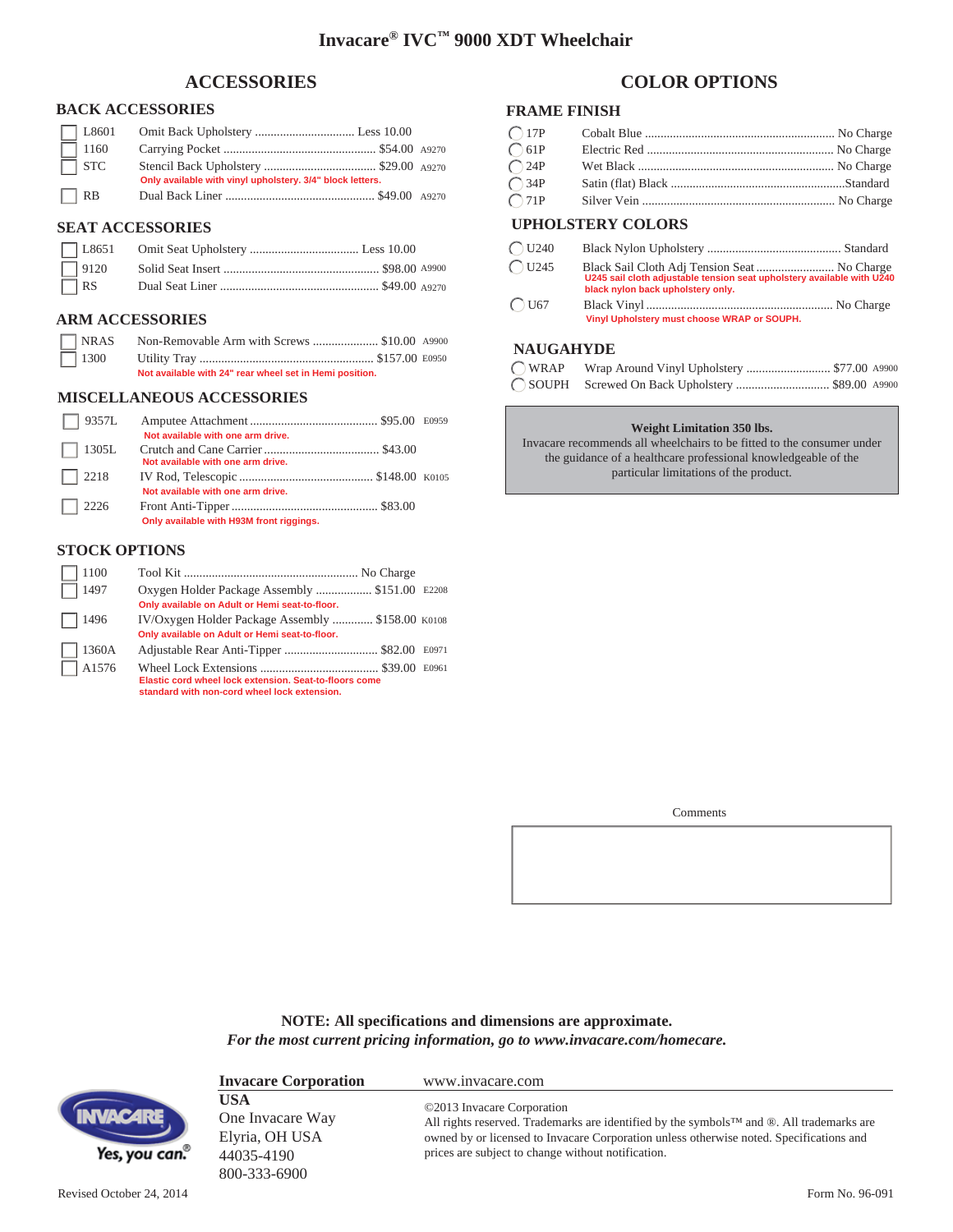# Invacare® IVC™ 9000 XDT Wheelchair

## ACCESSORIES

### BACK ACCESSORIES

| | | | |
|---|---|---|---|
| L8601 | Omit Back Upholstery | Less 10.00 | |
| 1160 | Carrying Pocket | $54.00 | A9270 |
| STC | Stencil Back Upholstery<br>Only available with vinyl upholstery. 3/4" block letters. | $29.00 | A9270 |
| RB | Dual Back Liner | $49.00 | A9270 |

### SEAT ACCESSORIES

| | | | |
|---|---|---|---|
| L8651 | Omit Seat Upholstery | Less 10.00 | |
| 9120 | Solid Seat Insert | $98.00 | A9900 |
| RS | Dual Seat Liner | $49.00 | A9270 |

### ARM ACCESSORIES

| | | | |
|---|---|---|---|
| NRAS | Non-Removable Arm with Screws | $10.00 | A9900 |
| 1300 | Utility Tray<br>Not available with 24" rear wheel set in Hemi position. | $157.00 | E0950 |

### MISCELLANEOUS ACCESSORIES

| | | | |
|---|---|---|---|
| 9357L | Amputee Attachment<br>Not available with one arm drive. | $95.00 | E0959 |
| 1305L | Crutch and Cane Carrier<br>Not available with one arm drive. | $43.00 | |
| 2218 | IV Rod, Telescopic<br>Not available with one arm drive. | $148.00 | K0105 |
| 2226 | Front Anti-Tipper<br>Only available with H93M front riggings. | $83.00 | |

### STOCK OPTIONS

| | | | |
|---|---|---|---|
| 1100 | Tool Kit | No Charge | |
| 1497 | Oxygen Holder Package Assembly<br>Only available on Adult or Hemi seat-to-floor. | $151.00 | E2208 |
| 1496 | IV/Oxygen Holder Package Assembly<br>Only available on Adult or Hemi seat-to-floor. | $158.00 | K0108 |
| 1360A | Adjustable Rear Anti-Tipper | $82.00 | E0971 |
| A1576 | Wheel Lock Extensions<br>Elastic cord wheel lock extension. Seat-to-floors come standard with non-cord wheel lock extension. | $39.00 | E0961 |

## COLOR OPTIONS

### FRAME FINISH

| | | |
|---|---|---|
| 17P | Cobalt Blue | No Charge |
| 61P | Electric Red | No Charge |
| 24P | Wet Black | No Charge |
| 34P | Satin (flat) Black | Standard |
| 71P | Silver Vein | No Charge |

### UPHOLSTERY COLORS

| | | |
|---|---|---|
| U240 | Black Nylon Upholstery | Standard |
| U245 | Black Sail Cloth Adj Tension Seat<br>U245 sail cloth adjustable tension seat upholstery available with U240 black nylon back upholstery only. | No Charge |
| U67 | Black Vinyl<br>Vinyl Upholstery must choose WRAP or SOUPH. | No Charge |

### NAUGAHYDE

| | | | |
|---|---|---|---|
| WRAP | Wrap Around Vinyl Upholstery | $77.00 | A9900 |
| SOUPH | Screwed On Back Upholstery | $89.00 | A9900 |

**Weight Limitation 350 lbs.**
Invacare recommends all wheelchairs to be fitted to the consumer under the guidance of a healthcare professional knowledgeable of the particular limitations of the product.

Comments

**NOTE: All specifications and dimensions are approximate.**
***For the most current pricing information, go to www.invacare.com/homecare.***

INVACARE Yes, you can.®

**Invacare Corporation**
**USA**
One Invacare Way
Elyria, OH USA
44035-4190
800-333-6900

www.invacare.com

©2013 Invacare Corporation
All rights reserved. Trademarks are identified by the symbols™ and ®. All trademarks are owned by or licensed to Invacare Corporation unless otherwise noted. Specifications and prices are subject to change without notification.

Revised October 24, 2014

Form No. 96-091